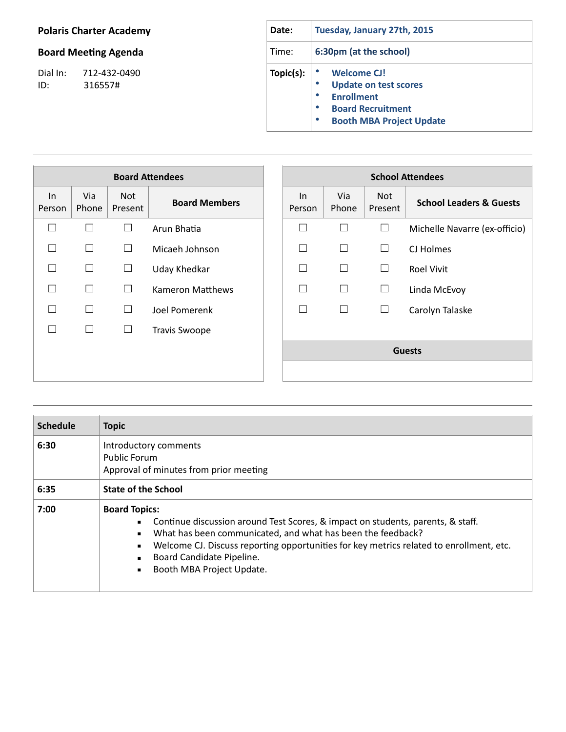**Polaris Charter Academy**

**Board Meeting Agenda**

Dial In: 712-432-0490
ID: 316557#

| **Date:** | **Tuesday, January 27th, 2015** |
|---|---|
| Time: | **6:30pm (at the school)** |
| **Topic(s):** | • **Welcome CJ!**<br>• **Update on test scores**<br>• **Enrollment**<br>• **Board Recruitment**<br>• **Booth MBA Project Update** |

---

| **Board Attendees** | | | |
|---|---|---|---|
| In Person | Via Phone | Not Present | **Board Members** |
| ☐ | ☐ | ☐ | Arun Bhatia |
| ☐ | ☐ | ☐ | Micaeh Johnson |
| ☐ | ☐ | ☐ | Uday Khedkar |
| ☐ | ☐ | ☐ | Kameron Matthews |
| ☐ | ☐ | ☐ | Joel Pomerenk |
| ☐ | ☐ | ☐ | Travis Swoope |

| **School Attendees** | | | |
|---|---|---|---|
| In Person | Via Phone | Not Present | **School Leaders & Guests** |
| ☐ | ☐ | ☐ | Michelle Navarre (ex-officio) |
| ☐ | ☐ | ☐ | CJ Holmes |
| ☐ | ☐ | ☐ | Roel Vivit |
| ☐ | ☐ | ☐ | Linda McEvoy |
| ☐ | ☐ | ☐ | Carolyn Talaske |
| **Guests** | | | |
| | | | |

---

| **Schedule** | **Topic** |
|---|---|
| **6:30** | Introductory comments<br>Public Forum<br>Approval of minutes from prior meeting |
| **6:35** | **State of the School** |
| **7:00** | **Board Topics:**<br>▪ Continue discussion around Test Scores, & impact on students, parents, & staff.<br>▪ What has been communicated, and what has been the feedback?<br>▪ Welcome CJ. Discuss reporting opportunities for key metrics related to enrollment, etc.<br>▪ Board Candidate Pipeline.<br>▪ Booth MBA Project Update. |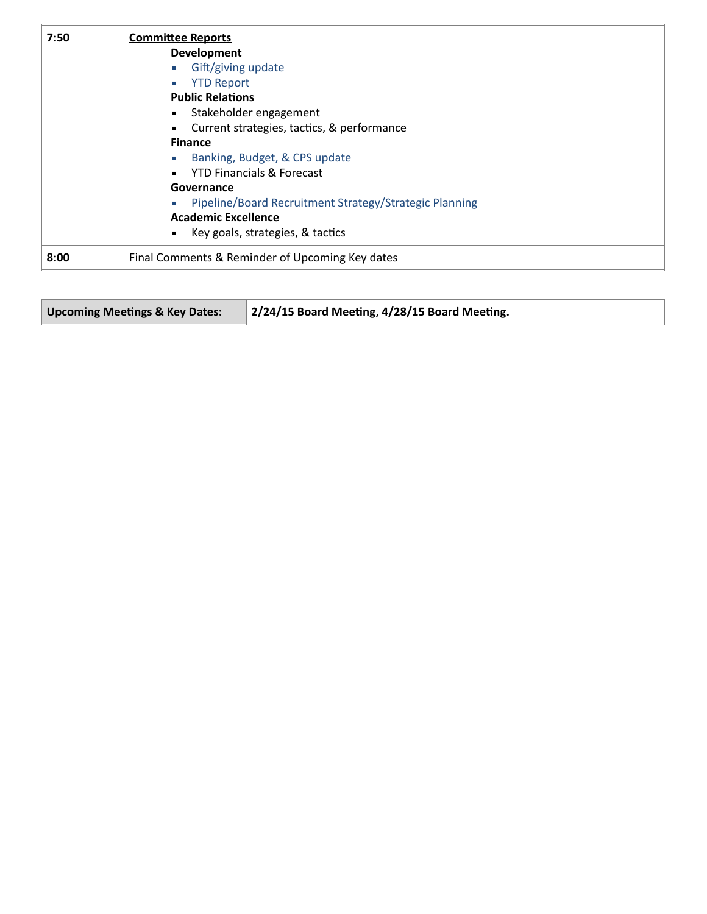| | |
|---|---|
| **7:50** | <u>**Committee Reports**</u><br>**Development**<br>▪ Gift/giving update<br>▪ YTD Report<br>**Public Relations**<br>▪ Stakeholder engagement<br>▪ Current strategies, tactics, & performance<br>**Finance**<br>▪ Banking, Budget, & CPS update<br>▪ YTD Financials & Forecast<br>**Governance**<br>▪ Pipeline/Board Recruitment Strategy/Strategic Planning<br>**Academic Excellence**<br>▪ Key goals, strategies, & tactics |
| **8:00** | Final Comments & Reminder of Upcoming Key dates |

| | |
|---|---|
| **Upcoming Meetings & Key Dates:** | **2/24/15 Board Meeting, 4/28/15 Board Meeting.** |